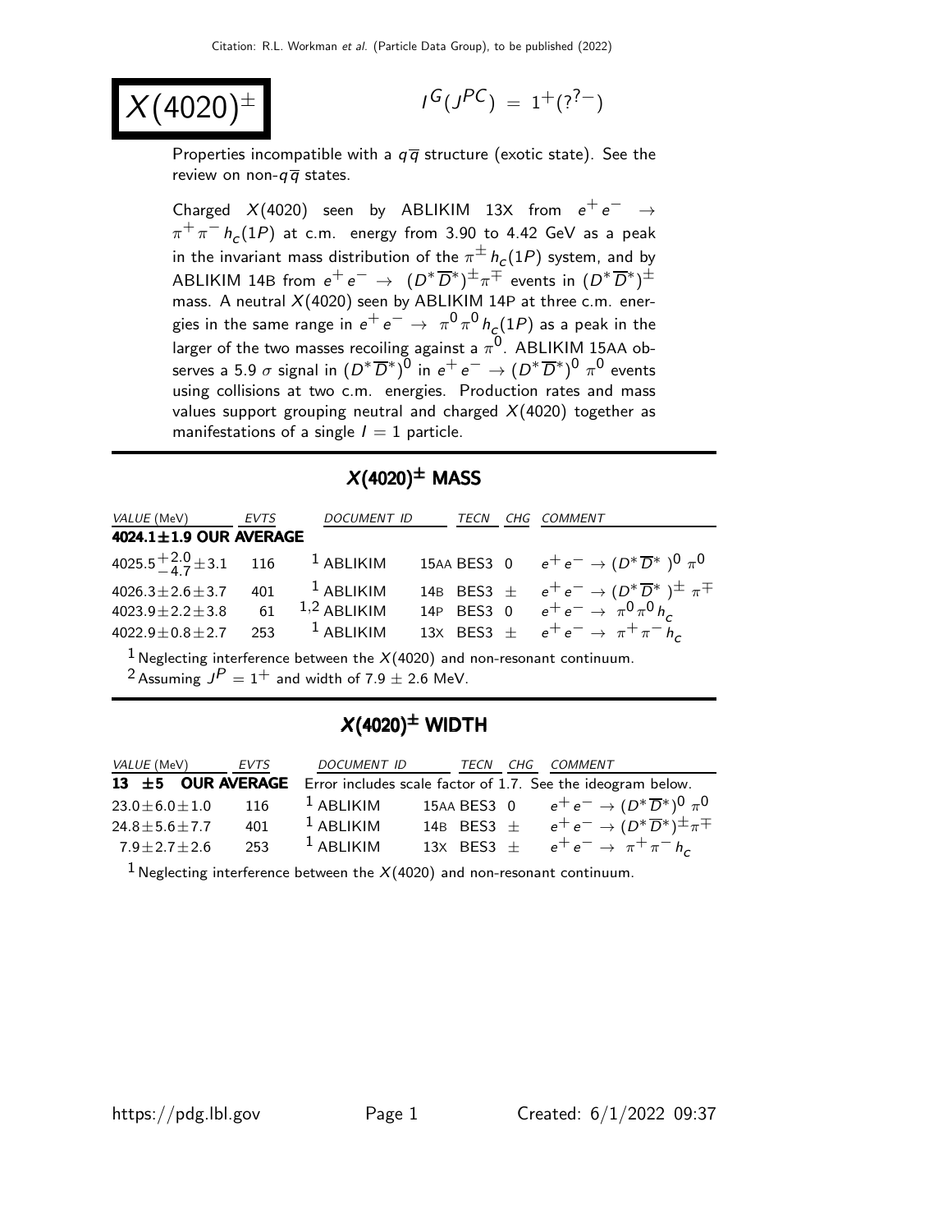# $X(4020)^{\pm}$

$I^G(J^{PC}) = 1^+(?^{?-})$

Properties incompatible with a $q\overline{q}$ structure (exotic state). See the review on non-$q\overline{q}$ states.

Charged $X(4020)$ seen by ABLIKIM 13X from $e^+e^- \rightarrow \pi^+\pi^- h_c(1P)$ at c.m. energy from 3.90 to 4.42 GeV as a peak in the invariant mass distribution of the $\pi^{\pm} h_c(1P)$ system, and by ABLIKIM 14B from $e^+e^- \rightarrow (D^*\overline{D}^*)^{\pm}\pi^{\mp}$ events in $(D^*\overline{D}^*)^{\pm}$ mass. A neutral $X(4020)$ seen by ABLIKIM 14P at three c.m. energies in the same range in $e^+e^- \rightarrow \pi^0\pi^0 h_c(1P)$ as a peak in the larger of the two masses recoiling against a $\pi^0$. ABLIKIM 15AA observes a 5.9 $\sigma$ signal in $(D^*\overline{D}^*)^0$ in $e^+e^- \rightarrow (D^*\overline{D}^*)^0\pi^0$ events using collisions at two c.m. energies. Production rates and mass values support grouping neutral and charged $X(4020)$ together as manifestations of a single $I=1$ particle.

## $X(4020)^{\pm}$ MASS

| VALUE (MeV) | EVTS | DOCUMENT ID | | TECN | CHG | COMMENT |
|---|---|---|---|---|---|---|
| **4024.1±1.9 OUR AVERAGE** | | | | | | |
| $4025.5^{+2.0}_{-4.7}\pm3.1$ | 116 | [1] ABLIKIM | 15AA | BES3 | 0 | $e^+e^- \rightarrow (D^*\overline{D}^*)^0\pi^0$ |
| $4026.3\pm2.6\pm3.7$ | 401 | [1] ABLIKIM | 14B | BES3 | $\pm$ | $e^+e^- \rightarrow (D^*\overline{D}^*)^{\pm}\pi^{\mp}$ |
| $4023.9\pm2.2\pm3.8$ | 61 | [1,2] ABLIKIM | 14P | BES3 | 0 | $e^+e^- \rightarrow \pi^0\pi^0 h_c$ |
| $4022.9\pm0.8\pm2.7$ | 253 | [1] ABLIKIM | 13X | BES3 | $\pm$ | $e^+e^- \rightarrow \pi^+\pi^- h_c$ |

[1] Neglecting interference between the $X(4020)$ and non-resonant continuum.
[2] Assuming $J^P = 1^+$ and width of $7.9\pm2.6$ MeV.

## $X(4020)^{\pm}$ WIDTH

| VALUE (MeV) | EVTS | DOCUMENT ID | | TECN | CHG | COMMENT |
|---|---|---|---|---|---|---|
| **13 ±5 OUR AVERAGE** | | Error includes scale factor of 1.7. See the ideogram below. | | | | |
| $23.0\pm6.0\pm1.0$ | 116 | [1] ABLIKIM | 15AA | BES3 | 0 | $e^+e^- \rightarrow (D^*\overline{D}^*)^0\pi^0$ |
| $24.8\pm5.6\pm7.7$ | 401 | [1] ABLIKIM | 14B | BES3 | $\pm$ | $e^+e^- \rightarrow (D^*\overline{D}^*)^{\pm}\pi^{\mp}$ |
| $7.9\pm2.7\pm2.6$ | 253 | [1] ABLIKIM | 13X | BES3 | $\pm$ | $e^+e^- \rightarrow \pi^+\pi^- h_c$ |

[1] Neglecting interference between the $X(4020)$ and non-resonant continuum.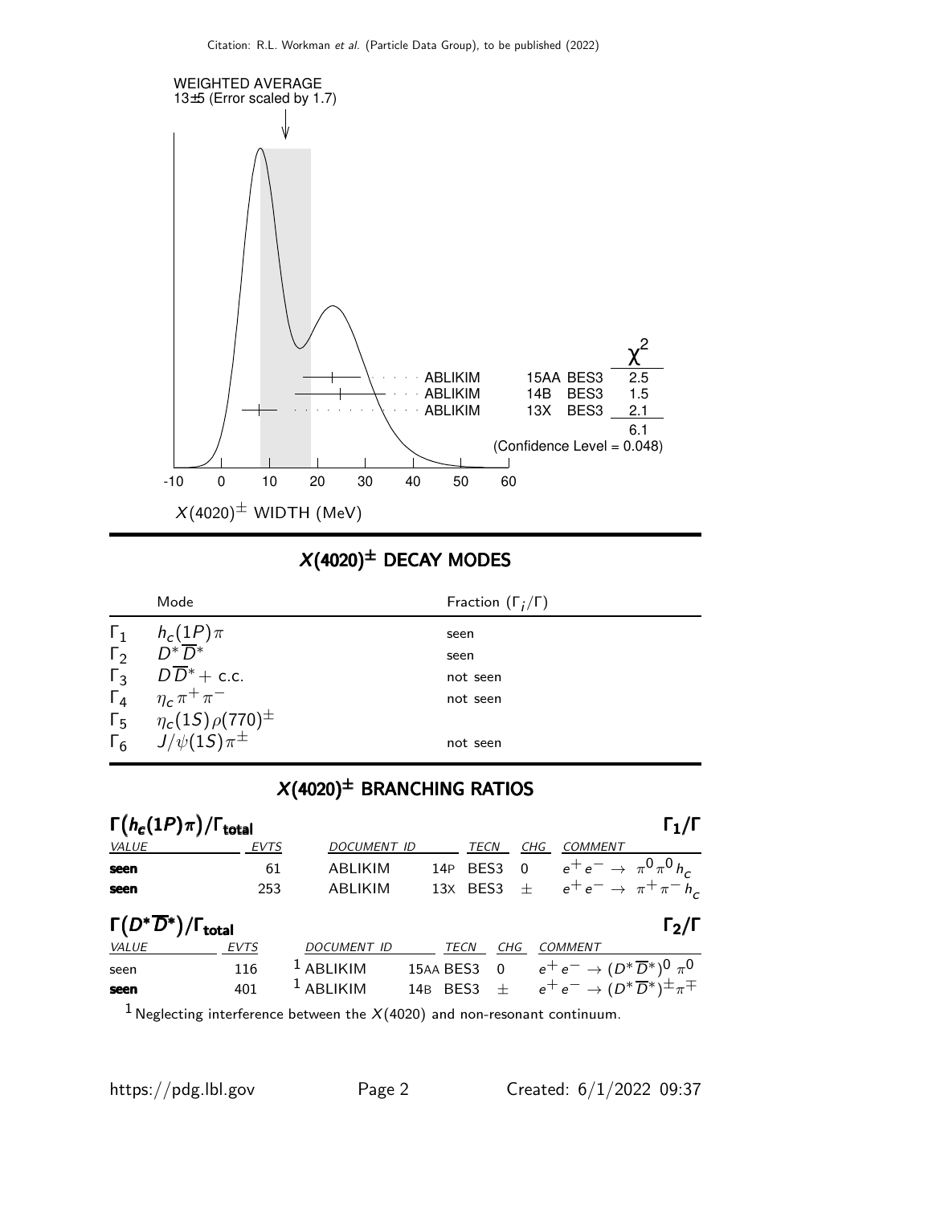WEIGHTED AVERAGE
13±5 (Error scaled by 1.7)

| | | | $\chi^2$ |
|---|---|---|---|
| ABLIKIM | 15AA | BES3 | 2.5 |
| ABLIKIM | 14B | BES3 | 1.5 |
| ABLIKIM | 13X | BES3 | 2.1 |
| | | | 6.1 |

(Confidence Level = 0.048)

-10 0 10 20 30 40 50 60

$X(4020)^{\pm}$ WIDTH (MeV)

## $X(4020)^{\pm}$ DECAY MODES

| | Mode | Fraction ($\Gamma_i/\Gamma$) |
|---|---|---|
| $\Gamma_1$ | $h_c(1P)\pi$ | seen |
| $\Gamma_2$ | $D^*\overline{D}^*$ | seen |
| $\Gamma_3$ | $D\overline{D}^*$ + c.c. | not seen |
| $\Gamma_4$ | $\eta_c\pi^+\pi^-$ | not seen |
| $\Gamma_5$ | $\eta_c(1S)\rho(770)^{\pm}$ | |
| $\Gamma_6$ | $J/\psi(1S)\pi^{\pm}$ | not seen |

## $X(4020)^{\pm}$ BRANCHING RATIOS

### $\Gamma(h_c(1P)\pi)/\Gamma_{\text{total}}$ — $\Gamma_1/\Gamma$

| VALUE | EVTS | DOCUMENT ID | | TECN | CHG | COMMENT |
|---|---|---|---|---|---|---|
| **seen** | 61 | ABLIKIM | 14P | BES3 | 0 | $e^+e^- \to \pi^0\pi^0 h_c$ |
| **seen** | 253 | ABLIKIM | 13X | BES3 | $\pm$ | $e^+e^- \to \pi^+\pi^- h_c$ |

### $\Gamma(D^*\overline{D}^*)/\Gamma_{\text{total}}$ — $\Gamma_2/\Gamma$

| VALUE | EVTS | DOCUMENT ID | | TECN | CHG | COMMENT |
|---|---|---|---|---|---|---|
| seen | 116 | [1] ABLIKIM | 15AA | BES3 | 0 | $e^+e^- \to (D^*\overline{D}^*)^0\pi^0$ |
| **seen** | 401 | [1] ABLIKIM | 14B | BES3 | $\pm$ | $e^+e^- \to (D^*\overline{D}^*)^{\pm}\pi^{\mp}$ |

[1] Neglecting interference between the $X(4020)$ and non-resonant continuum.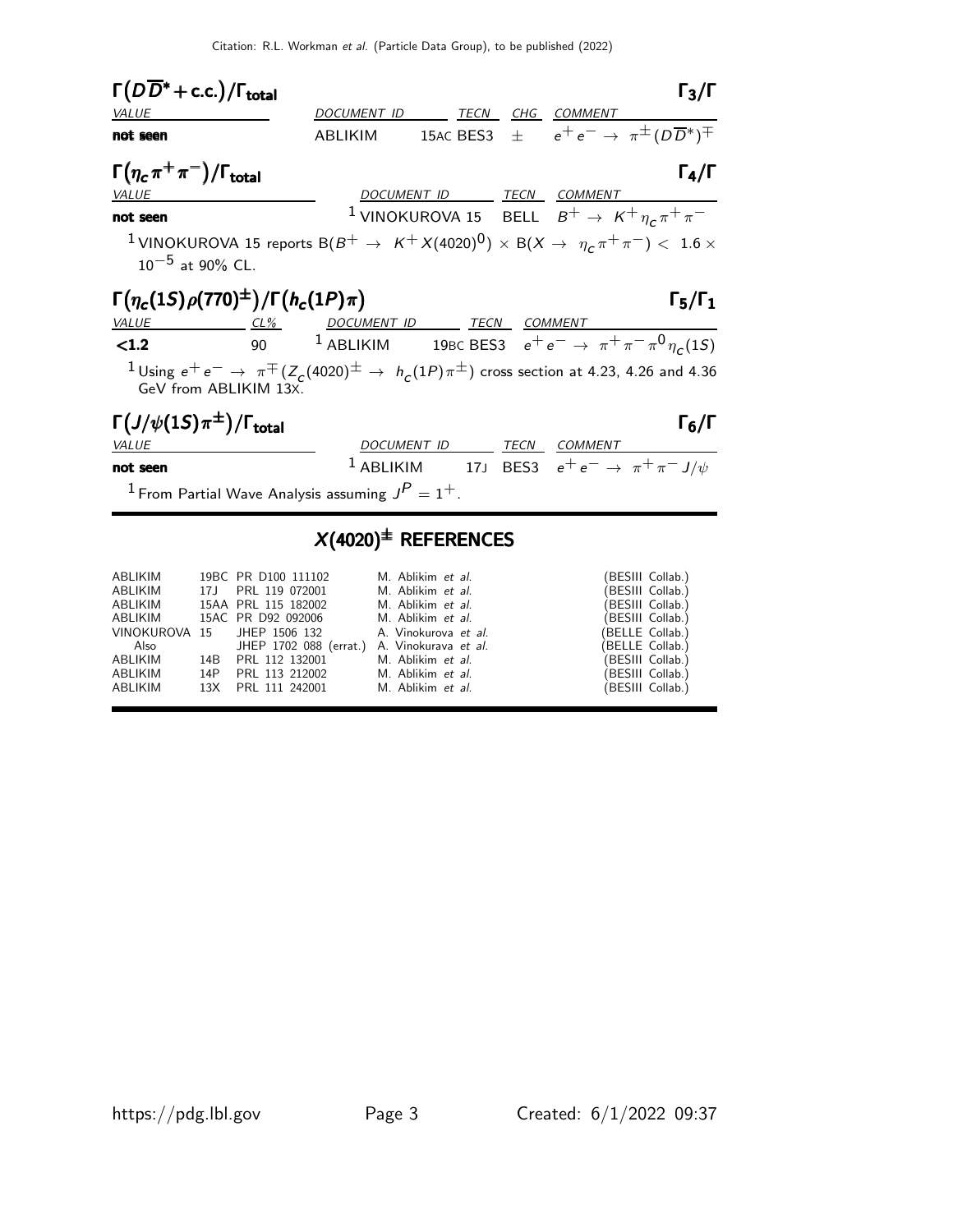### $\Gamma(D\overline{D}^* + \text{c.c.})/\Gamma_{\text{total}}$ $\Gamma_3/\Gamma$

| VALUE | DOCUMENT ID | | TECN | CHG | COMMENT |
|---|---|---|---|---|---|
| **not seen** | ABLIKIM | 15AC | BES3 | $\pm$ | $e^+e^- \to \pi^\pm (D\overline{D}^*)^\mp$ |

### $\Gamma(\eta_c \pi^+\pi^-)/\Gamma_{\text{total}}$ $\Gamma_4/\Gamma$

| VALUE | DOCUMENT ID | | TECN | COMMENT |
|---|---|---|---|---|
| **not seen** | [1] VINOKUROVA | 15 | BELL | $B^+ \to K^+ \eta_c \pi^+\pi^-$ |

[1] VINOKUROVA 15 reports $B(B^+ \to K^+ X(4020)^0) \times B(X \to \eta_c \pi^+\pi^-) < 1.6 \times 10^{-5}$ at 90% CL.

### $\Gamma(\eta_c(1S)\rho(770)^\pm)/\Gamma(h_c(1P)\pi)$ $\Gamma_5/\Gamma_1$

| VALUE | CL% | DOCUMENT ID | | TECN | COMMENT |
|---|---|---|---|---|---|
| **<1.2** | 90 | [1] ABLIKIM | 19BC | BES3 | $e^+e^- \to \pi^+\pi^-\pi^0\eta_c(1S)$ |

[1] Using $e^+e^- \to \pi^\mp(Z_c(4020)^\pm \to h_c(1P)\pi^\pm)$ cross section at 4.23, 4.26 and 4.36 GeV from ABLIKIM 13X.

### $\Gamma(J/\psi(1S)\pi^\pm)/\Gamma_{\text{total}}$ $\Gamma_6/\Gamma$

| VALUE | DOCUMENT ID | | TECN | COMMENT |
|---|---|---|---|---|
| **not seen** | [1] ABLIKIM | 17J | BES3 | $e^+e^- \to \pi^+\pi^- J/\psi$ |

[1] From Partial Wave Analysis assuming $J^P = 1^+$.

## $X(4020)^\pm$ REFERENCES

| | | | | |
|---|---|---|---|---|
| ABLIKIM | 19BC | PR D100 111102 | M. Ablikim *et al.* | (BESIII Collab.) |
| ABLIKIM | 17J | PRL 119 072001 | M. Ablikim *et al.* | (BESIII Collab.) |
| ABLIKIM | 15AA | PRL 115 182002 | M. Ablikim *et al.* | (BESIII Collab.) |
| ABLIKIM | 15AC | PR D92 092006 | M. Ablikim *et al.* | (BESIII Collab.) |
| VINOKUROVA | 15 | JHEP 1506 132 | A. Vinokurova *et al.* | (BELLE Collab.) |
| Also | | JHEP 1702 088 (errat.) | A. Vinokurava *et al.* | (BELLE Collab.) |
| ABLIKIM | 14B | PRL 112 132001 | M. Ablikim *et al.* | (BESIII Collab.) |
| ABLIKIM | 14P | PRL 113 212002 | M. Ablikim *et al.* | (BESIII Collab.) |
| ABLIKIM | 13X | PRL 111 242001 | M. Ablikim *et al.* | (BESIII Collab.) |